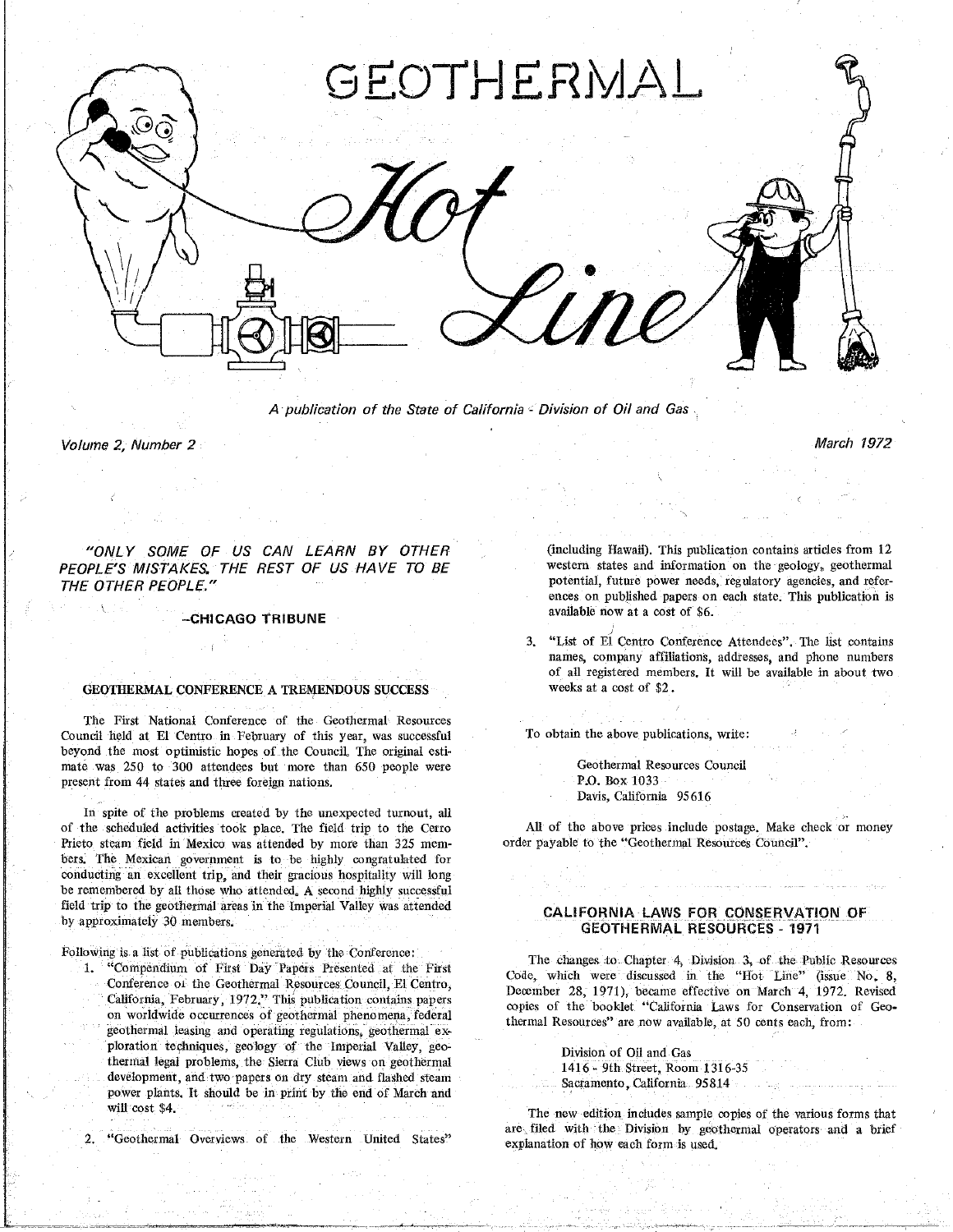# GEOTHERMAL Hot Line

*A publication of the State of California - Division of Oil and Gas*

*Volume 2, Number 2* *March 1972*

*"ONLY SOME OF US CAN LEARN BY OTHER PEOPLE'S MISTAKES. THE REST OF US HAVE TO BE THE OTHER PEOPLE."*

**–CHICAGO TRIBUNE**

## GEOTHERMAL CONFERENCE A TREMENDOUS SUCCESS

The First National Conference of the Geothermal Resources Council held at El Centro in February of this year, was successful beyond the most optimistic hopes of the Council. The original estimate was 250 to 300 attendees but more than 650 people were present from 44 states and three foreign nations.

In spite of the problems created by the unexpected turnout, all of the scheduled activities took place. The field trip to the Cerro Prieto steam field in Mexico was attended by more than 325 members. The Mexican government is to be highly congratulated for conducting an excellent trip, and their gracious hospitality will long be remembered by all those who attended. A second highly successful field trip to the geothermal areas in the Imperial Valley was attended by approximately 30 members.

Following is a list of publications generated by the Conference:

1. "Compendium of First Day Papers Presented at the First Conference of the Geothermal Resources Council, El Centro, California, February, 1972." This publication contains papers on worldwide occurrences of geothermal phenomena, federal geothermal leasing and operating regulations, geothermal exploration techniques, geology of the Imperial Valley, geothermal legal problems, the Sierra Club views on geothermal development, and two papers on dry steam and flashed steam power plants. It should be in print by the end of March and will cost $4.
2. "Geothermal Overviews of the Western United States" (including Hawaii). This publication contains articles from 12 western states and information on the geology, geothermal potential, future power needs, regulatory agencies, and references on published papers on each state. This publication is available now at a cost of $6.
3. "List of El Centro Conference Attendees". The list contains names, company affiliations, addresses, and phone numbers of all registered members. It will be available in about two weeks at a cost of $2.

To obtain the above publications, write:

Geothermal Resources Council
P.O. Box 1033
Davis, California 95616

All of the above prices include postage. Make check or money order payable to the "Geothermal Resources Council".

## CALIFORNIA LAWS FOR CONSERVATION OF GEOTHERMAL RESOURCES - 1971

The changes to Chapter 4, Division 3, of the Public Resources Code, which were discussed in the "Hot Line" (issue No. 8, December 28, 1971), became effective on March 4, 1972. Revised copies of the booklet "California Laws for Conservation of Geothermal Resources" are now available, at 50 cents each, from:

Division of Oil and Gas
1416 - 9th Street, Room 1316-35
Sacramento, California 95814

The new edition includes sample copies of the various forms that are filed with the Division by geothermal operators and a brief explanation of how each form is used.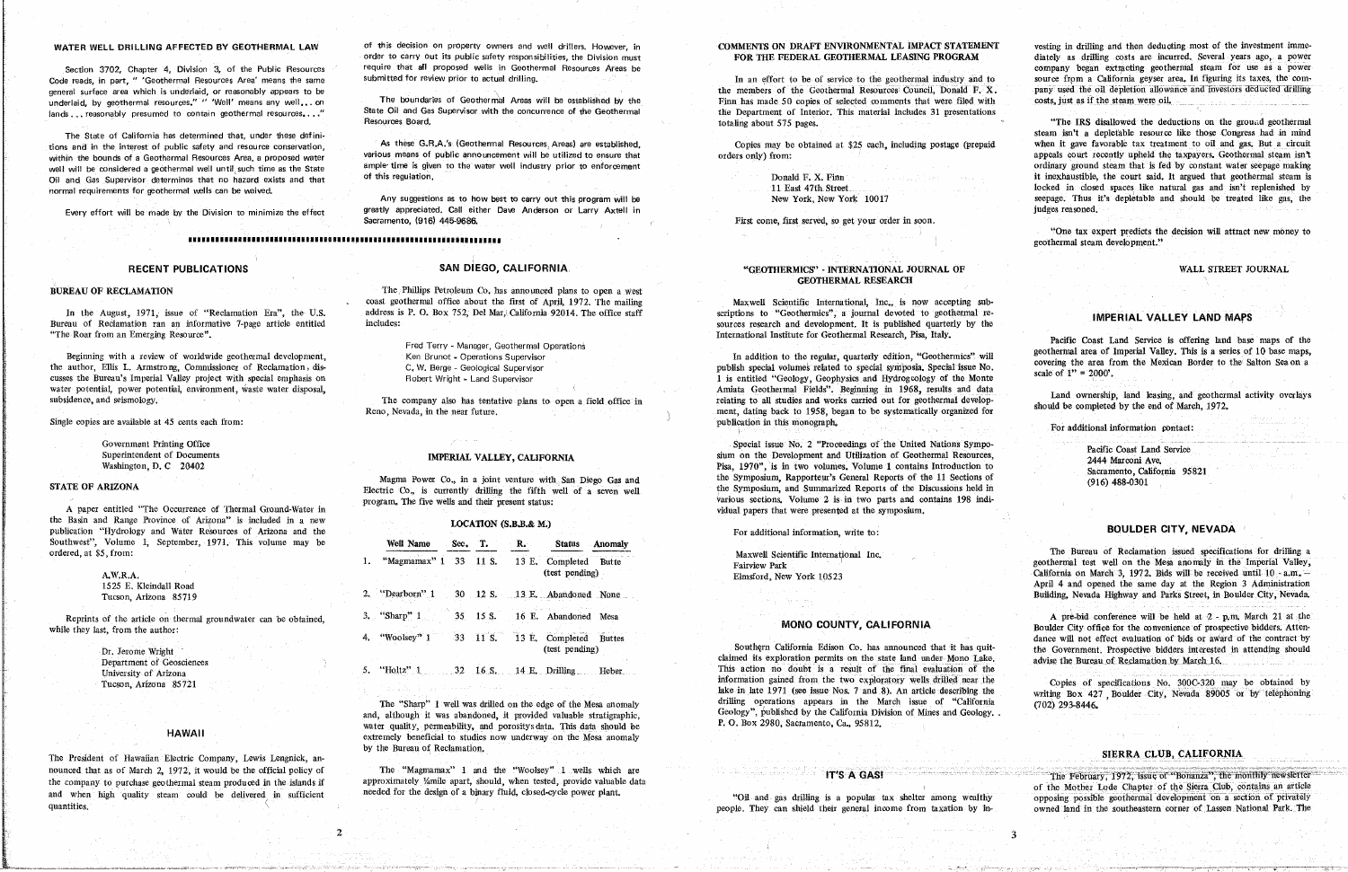## WATER WELL DRILLING AFFECTED BY GEOTHERMAL LAW

Section 3702, Chapter 4, Division 3, of the Public Resources Code reads, in part, " 'Geothermal Resources Area' means the same general surface area which is underlaid, or reasonably appears to be underlaid, by geothermal resources." " 'Well' means any well... on lands... reasonably presumed to contain geothermal resources,..."

The State of California has determined that, under these definitions and in the interest of public safety and resource conservation, within the bounds of a Geothermal Resources Area, a proposed water well will be considered a geothermal well until such time as the State Oil and Gas Supervisor determines that no hazard exists and that normal requirements for geothermal wells can be waived.

Every effort will be made by the Division to minimize the effect of this decision on property owners and well drillers. However, in order to carry out its public safety responsibilities, the Division must require that all proposed wells in Geothermal Resources Areas be submitted for review prior to actual drilling.

The boundaries of Geothermal Areas will be established by the State Oil and Gas Supervisor with the concurrence of the Geothermal Resources Board.

As these G.R.A.'s (Geothermal Resources Areas) are established, various means of public announcement will be utilized to ensure that ample time is given to the water well industry prior to enforcement of this regulation.

Any suggestions as to how best to carry out this program will be greatly appreciated. Call either Dave Anderson or Larry Axtell in Sacramento, (916) 445-9686.

## RECENT PUBLICATIONS

### BUREAU OF RECLAMATION

In the August, 1971, issue of "Reclamation Era", the U.S. Bureau of Reclamation ran an informative 7-page article entitled "The Roar from an Emerging Resource".

Beginning with a review of worldwide geothermal development, the author, Ellis L. Armstrong, Commissioner of Reclamation, discusses the Bureau's Imperial Valley project with special emphasis on water potential, power potential, environment, waste water disposal, subsidence, and seismology.

Single copies are available at 45 cents each from:

Government Printing Office  
Superintendent of Documents  
Washington, D. C. 20402

### STATE OF ARIZONA

A paper entitled "The Occurrence of Thermal Ground-Water in the Basin and Range Province of Arizona" is included in a new publication "Hydrology and Water Resources of Arizona and the Southwest", Volume 1, September, 1971. This volume may be ordered, at $5, from:

A.W.R.A.  
1525 E. Kleindall Road  
Tucson, Arizona 85719

Reprints of the article on thermal groundwater can be obtained, while they last, from the author:

Dr. Jerome Wright  
Department of Geosciences  
University of Arizona  
Tucson, Arizona 85721

## HAWAII

The President of Hawaiian Electric Company, Lewis Lengnick, announced that as of March 2, 1972, it would be the official policy of the company to purchase geothermal steam produced in the islands if and when high quality steam could be delivered in sufficient quantities.

## SAN DIEGO, CALIFORNIA

The Phillips Petroleum Co. has announced plans to open a west coast geothermal office about the first of April, 1972. The mailing address is P. O. Box 752, Del Mar, California 92014. The office staff includes:

Fred Terry - Manager, Geothermal Operations  
Ken Brunot - Operations Supervisor  
C. W. Berge - Geological Supervisor  
Robert Wright - Land Supervisor

The company also has tentative plans to open a field office in Reno, Nevada, in the near future.

## IMPERIAL VALLEY, CALIFORNIA

Magma Power Co., in a joint venture with San Diego Gas and Electric Co., is currently drilling the fifth well of a seven well program. The five wells and their present status:

| | Well Name | LOCATION (S.B.B.& M.) Sec. | T. | R. | Status | Anomaly |
|---|---|---|---|---|---|---|
| 1. | "Magmamax" 1 | 33 | 11 S. | 13 E. | Completed (test pending) | Butte |
| 2. | "Dearborn" 1 | 30 | 12 S. | 13 E. | Abandoned | None |
| 3. | "Sharp" 1 | 35 | 15 S. | 16 E. | Abandoned | Mesa |
| 4. | "Woolsey" 1 | 33 | 11 S. | 13 E. | Completed (test pending) | Buttes |
| 5. | "Holtz" 1 | 32 | 16 S. | 14 E. | Drilling | Heber |

The "Sharp" 1 well was drilled on the edge of the Mesa anomaly and, although it was abandoned, it provided valuable stratigraphic, water quality, permeability, and porosity data. This data should be extremely beneficial to studies now underway on the Mesa anomaly by the Bureau of Reclamation.

The "Magmamax" 1 and the "Woolsey" 1 wells which are approximately ¼mile apart, should, when tested, provide valuable data needed for the design of a binary fluid, closed-cycle power plant.

## COMMENTS ON DRAFT ENVIRONMENTAL IMPACT STATEMENT FOR THE FEDERAL GEOTHERMAL LEASING PROGRAM

In an effort to be of service to the geothermal industry and to the members of the Geothermal Resources Council, Donald F. X. Finn has made 50 copies of selected comments that were filed with the Department of Interior. This material includes 31 presentations totaling about 575 pages.

Copies may be obtained at $25 each, including postage (prepaid orders only) from:

Donald F. X. Finn  
11 East 47th Street  
New York, New York 10017

First come, first served, so get your order in soon.

## "GEOTHERMICS" - INTERNATIONAL JOURNAL OF GEOTHERMAL RESEARCH

Maxwell Scientific International, Inc., is now accepting subscriptions to "Geothermics", a journal devoted to geothermal resources research and development. It is published quarterly by the International Institute for Geothermal Research, Pisa, Italy.

In addition to the regular, quarterly edition, "Geothermics" will publish special volumes related to special symposia. Special issue No. 1 is entitled "Geology, Geophysics and Hydrogeology of the Monte Amiata Geothermal Fields". Beginning in 1968, results and data relating to all studies and works carried out for geothermal development, dating back to 1958, began to be systematically organized for publication in this monograph.

Special issue No. 2 "Proceedings of the United Nations Symposium on the Development and Utilization of Geothermal Resources, Pisa, 1970", is in two volumes. Volume 1 contains Introduction to the Symposium, Rapporteur's General Reports of the 11 Sections of the Symposium, and Summarized Reports of the Discussions held in various sections. Volume 2 is in two parts and contains 198 individual papers that were presented at the symposium.

For additional information, write to:

Maxwell Scientific International Inc.  
Fairview Park  
Elmsford, New York 10523

## MONO COUNTY, CALIFORNIA

Southern California Edison Co. has announced that it has quitclaimed its exploration permits on the state land under Mono Lake. This action no doubt is a result of the final evaluation of the information gained from the two exploratory wells drilled near the lake in late 1971 (see issue Nos. 7 and 8). An article describing the drilling operations appears in the March issue of "California Geology", published by the California Division of Mines and Geology, P. O. Box 2980, Sacramento, Ca., 95812.

## IT'S A GAS!

"Oil and gas drilling is a popular tax shelter among wealthy people. They can shield their general income from taxation by investing in drilling and then deducting most of the investment immediately as drilling costs are incurred. Several years ago, a power company began extracting geothermal steam for use as a power source from a California geyser area. In figuring its taxes, the company used the oil depletion allowance and investors deducted drilling costs, just as if the steam were oil.

"The IRS disallowed the deductions on the ground geothermal steam isn't a depletable resource like those Congress had in mind when it gave favorable tax treatment to oil and gas. But a circuit appeals court recently upheld the taxpayers. Geothermal steam isn't ordinary ground steam that is fed by constant water seepage making it inexhaustible, the court said. It argued that geothermal steam is locked in closed spaces like natural gas and isn't replenished by seepage. Thus it's depletable and should be treated like gas, the judges reasoned.

"One tax expert predicts the decision will attract new money to geothermal steam development."

WALL STREET JOURNAL

## IMPERIAL VALLEY LAND MAPS

Pacific Coast Land Service is offering land base maps of the geothermal area of Imperial Valley. This is a series of 10 base maps, covering the area from the Mexican Border to the Salton Sea on a scale of 1" = 2000'.

Land ownership, land leasing, and geothermal activity overlays should be completed by the end of March, 1972.

For additional information contact:

Pacific Coast Land Service  
2444 Marconi Ave.  
Sacramento, California 95821  
(916) 488-0301

## BOULDER CITY, NEVADA

The Bureau of Reclamation issued specifications for drilling a geothermal test well on the Mesa anomaly in the Imperial Valley, California on March 3, 1972. Bids will be received until 10 - a.m. - April 4 and opened the same day at the Region 3 Administration Building, Nevada Highway and Parks Street, in Boulder City, Nevada.

A pre-bid conference will be held at 2 - p.m. March 21 at the Boulder City office for the convenience of prospective bidders. Attendance will not effect evaluation of bids or award of the contract by the Government. Prospective bidders interested in attending should advise the Bureau of Reclamation by March 16.

Copies of specifications No. 300C-320 may be obtained by writing Box 427, Boulder City, Nevada 89005 or by telephoning (702) 293-8446.

## SIERRA CLUB, CALIFORNIA

The February, 1972, issue of "Bonanza", the monthly newsletter of the Mother Lode Chapter of the Sierra Club, contains an article opposing possible geothermal development on a section of privately owned land in the southeastern corner of Lassen National Park. The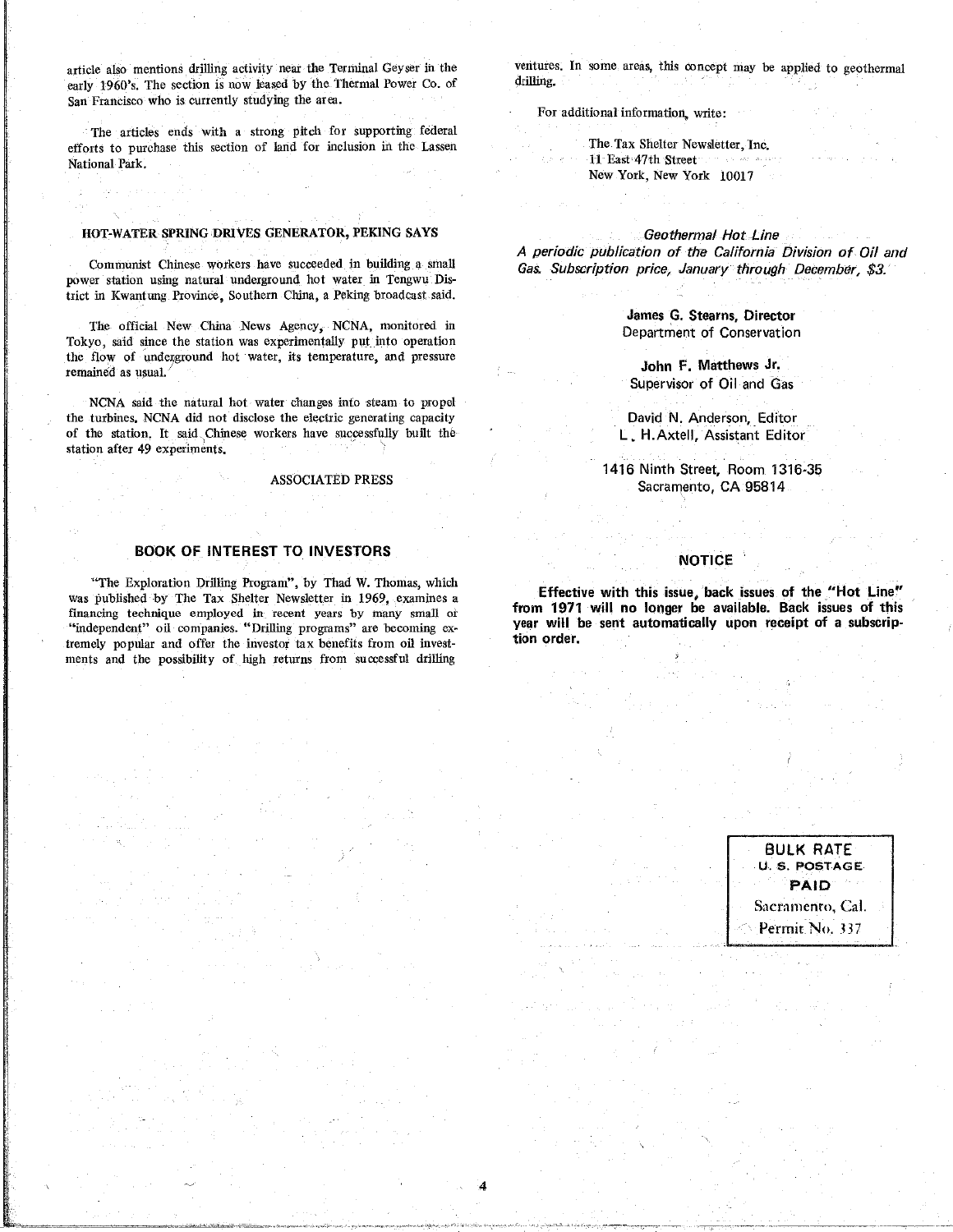article also mentions drilling activity near the Terminal Geyser in the early 1960's. The section is now leased by the Thermal Power Co. of San Francisco who is currently studying the area.

The articles ends with a strong pitch for supporting federal efforts to purchase this section of land for inclusion in the Lassen National Park.

## HOT-WATER SPRING DRIVES GENERATOR, PEKING SAYS

Communist Chinese workers have succeeded in building a small power station using natural underground hot water in Tengwu District in Kwantung Province, Southern China, a Peking broadcast said.

The official New China News Agency, NCNA, monitored in Tokyo, said since the station was experimentally put into operation the flow of underground hot water, its temperature, and pressure remained as usual.

NCNA said the natural hot water changes into steam to propel the turbines. NCNA did not disclose the electric generating capacity of the station. It said Chinese workers have successfully built the station after 49 experiments.

ASSOCIATED PRESS

## BOOK OF INTEREST TO INVESTORS

"The Exploration Drilling Program", by Thad W. Thomas, which was published by The Tax Shelter Newsletter in 1969, examines a financing technique employed in recent years by many small or "independent" oil companies. "Drilling programs" are becoming extremely popular and offer the investor tax benefits from oil investments and the possibility of high returns from successful drilling ventures. In some areas, this concept may be applied to geothermal drilling.

For additional information, write:

The Tax Shelter Newsletter, Inc.
11 East 47th Street
New York, New York 10017

*Geothermal Hot Line*
*A periodic publication of the California Division of Oil and Gas. Subscription price, January through December, $3.*

**James G. Stearns, Director**
Department of Conservation

**John F. Matthews Jr.**
Supervisor of Oil and Gas

David N. Anderson, Editor
L. H. Axtell, Assistant Editor

1416 Ninth Street, Room 1316-35
Sacramento, CA 95814

## NOTICE

**Effective with this issue, back issues of the "Hot Line" from 1971 will no longer be available. Back issues of this year will be sent automatically upon receipt of a subscription order.**

BULK RATE
U. S. POSTAGE
PAID
Sacramento, Cal.
Permit No. 337